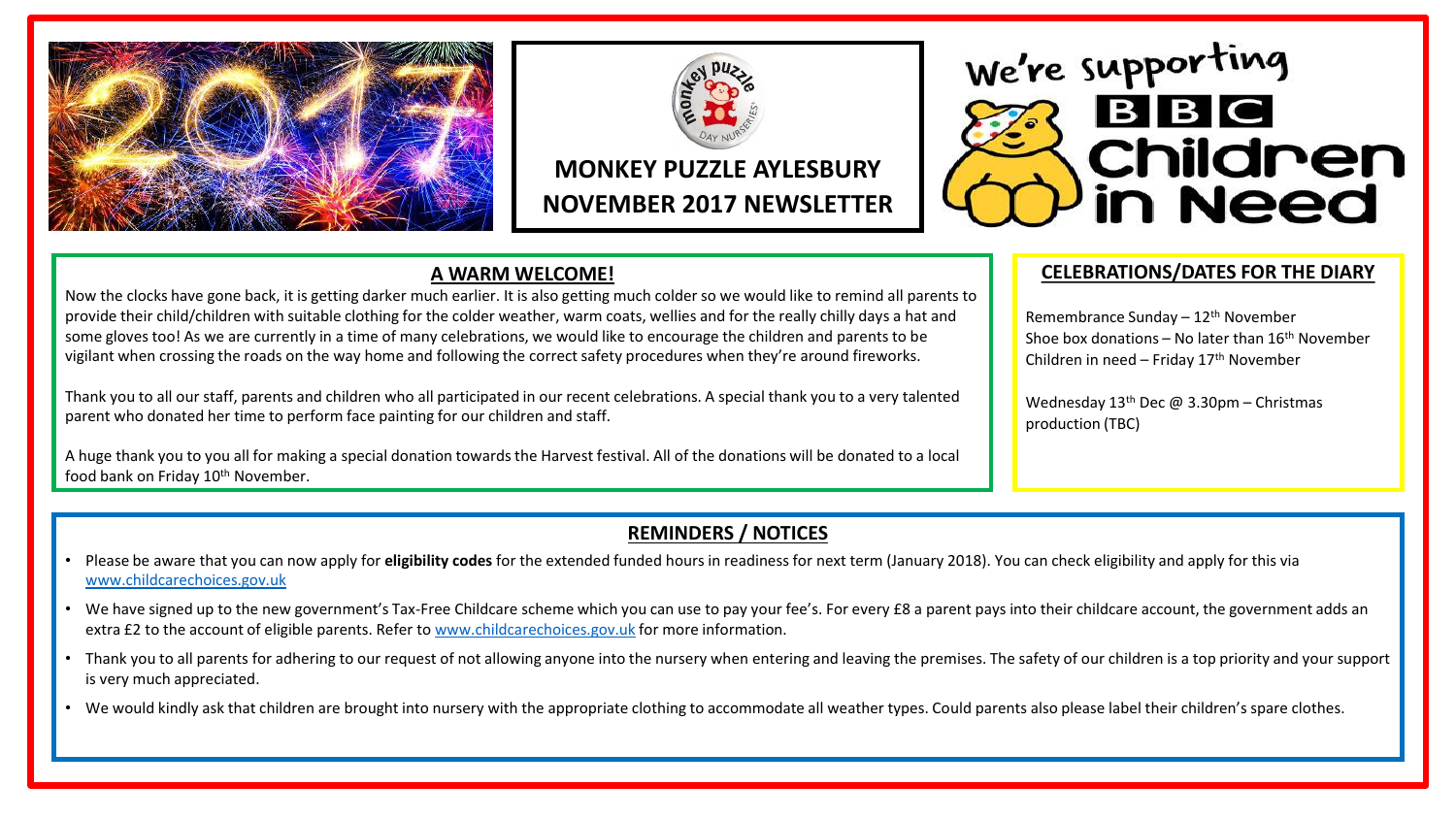# MONKEY PUZZLE AYLESBURY NOVEMBER 2017 NEWSLETTER

We're supporting BBC Children in Need

## A WARM WELCOME!

Now the clocks have gone back, it is getting darker much earlier. It is also getting much colder so we would like to remind all parents to provide their child/children with suitable clothing for the colder weather, warm coats, wellies and for the really chilly days a hat and some gloves too! As we are currently in a time of many celebrations, we would like to encourage the children and parents to be vigilant when crossing the roads on the way home and following the correct safety procedures when they're around fireworks.

Thank you to all our staff, parents and children who all participated in our recent celebrations. A special thank you to a very talented parent who donated her time to perform face painting for our children and staff.

A huge thank you to you all for making a special donation towards the Harvest festival. All of the donations will be donated to a local food bank on Friday 10th November.

## CELEBRATIONS/DATES FOR THE DIARY

Remembrance Sunday – 12th November
Shoe box donations – No later than 16th November
Children in need – Friday 17th November

Wednesday 13th Dec @ 3.30pm – Christmas production (TBC)

## REMINDERS / NOTICES

- Please be aware that you can now apply for **eligibility codes** for the extended funded hours in readiness for next term (January 2018). You can check eligibility and apply for this via www.childcarechoices.gov.uk
- We have signed up to the new government's Tax-Free Childcare scheme which you can use to pay your fee's. For every £8 a parent pays into their childcare account, the government adds an extra £2 to the account of eligible parents. Refer to www.childcarechoices.gov.uk for more information.
- Thank you to all parents for adhering to our request of not allowing anyone into the nursery when entering and leaving the premises. The safety of our children is a top priority and your support is very much appreciated.
- We would kindly ask that children are brought into nursery with the appropriate clothing to accommodate all weather types. Could parents also please label their children's spare clothes.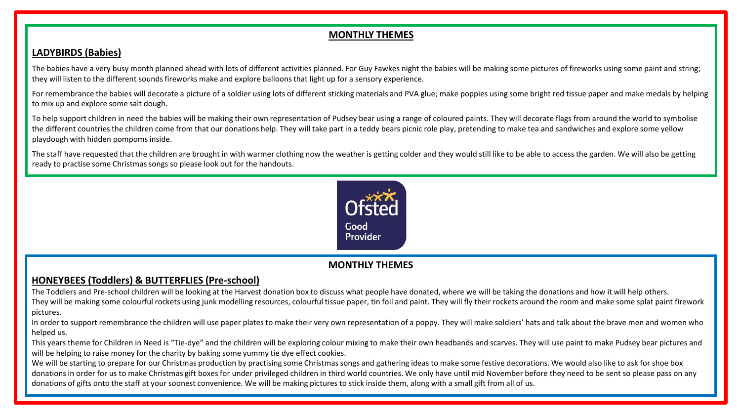## MONTHLY THEMES

### LADYBIRDS (Babies)

The babies have a very busy month planned ahead with lots of different activities planned. For Guy Fawkes night the babies will be making some pictures of fireworks using some paint and string; they will listen to the different sounds fireworks make and explore balloons that light up for a sensory experience.

For remembrance the babies will decorate a picture of a soldier using lots of different sticking materials and PVA glue; make poppies using some bright red tissue paper and make medals by helping to mix up and explore some salt dough.

To help support children in need the babies will be making their own representation of Pudsey bear using a range of coloured paints. They will decorate flags from around the world to symbolise the different countries the children come from that our donations help. They will take part in a teddy bears picnic role play, pretending to make tea and sandwiches and explore some yellow playdough with hidden pompoms inside.

The staff have requested that the children are brought in with warmer clothing now the weather is getting colder and they would still like to be able to access the garden. We will also be getting ready to practise some Christmas songs so please look out for the handouts.

Ofsted Good Provider

## MONTHLY THEMES

### HONEYBEES (Toddlers) & BUTTERFLIES (Pre-school)

The Toddlers and Pre-school children will be looking at the Harvest donation box to discuss what people have donated, where we will be taking the donations and how it will help others.

They will be making some colourful rockets using junk modelling resources, colourful tissue paper, tin foil and paint. They will fly their rockets around the room and make some splat paint firework pictures.

In order to support remembrance the children will use paper plates to make their very own representation of a poppy. They will make soldiers' hats and talk about the brave men and women who helped us.

This years theme for Children in Need is "Tie-dye" and the children will be exploring colour mixing to make their own headbands and scarves. They will use paint to make Pudsey bear pictures and will be helping to raise money for the charity by baking some yummy tie dye effect cookies.

We will be starting to prepare for our Christmas production by practising some Christmas songs and gathering ideas to make some festive decorations. We would also like to ask for shoe box donations in order for us to make Christmas gift boxes for under privileged children in third world countries. We only have until mid November before they need to be sent so please pass on any donations of gifts onto the staff at your soonest convenience. We will be making pictures to stick inside them, along with a small gift from all of us.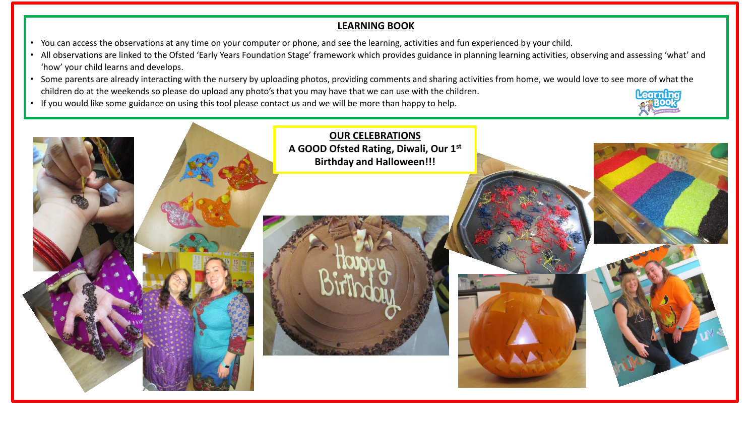## LEARNING BOOK

- You can access the observations at any time on your computer or phone, and see the learning, activities and fun experienced by your child.
- All observations are linked to the Ofsted 'Early Years Foundation Stage' framework which provides guidance in planning learning activities, observing and assessing 'what' and 'how' your child learns and develops.
- Some parents are already interacting with the nursery by uploading photos, providing comments and sharing activities from home, we would love to see more of what the children do at the weekends so please do upload any photo's that you may have that we can use with the children.
- If you would like some guidance on using this tool please contact us and we will be more than happy to help.

## OUR CELEBRATIONS

**A GOOD Ofsted Rating, Diwali, Our 1st Birthday and Halloween!!!**